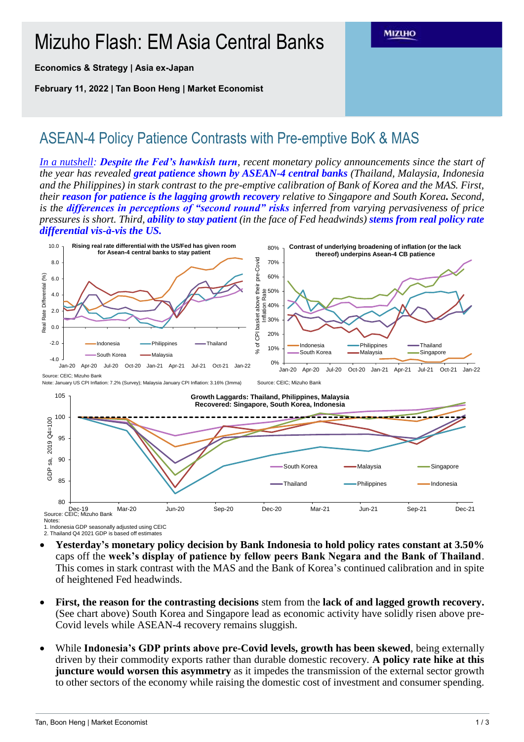# Mizuho Flash: EM Asia Central Banks

**Economics & Strategy | Asia ex-Japan**

**February 11, 2022 | Tan Boon Heng | Market Economist**

## ASEAN-4 Policy Patience Contrasts with Pre-emptive BoK & MAS

*In a nutshell*: ***Despite the Fed's hawkish turn***, *recent monetary policy announcements since the start of the year has revealed* ***great patience shown by ASEAN-4 central banks*** *(Thailand, Malaysia, Indonesia and the Philippines) in stark contrast to the pre-emptive calibration of Bank of Korea and the MAS. First, their* ***reason for patience is the lagging growth recovery*** *relative to Singapore and South Korea.* *Second, is the* ***differences in perceptions of "second round" risks*** *inferred from varying pervasiveness of price pressures is short. Third,* ***ability to stay patient*** *(in the face of Fed headwinds)* ***stems from real policy rate differential vis-à-vis the US.***

**Rising real rate differential with the US/Fed has given room for Asean-4 central banks to stay patient**

Source: CEIC; Mizuho Bank
Note: January US CPI Inflation: 7.2% (Survey); Malaysia January CPI Inflation: 3.16% (3mma)

**Contrast of underlying broadening of inflation (or the lack thereof) underpins Asean-4 CB patience**

Source: CEIC; Mizuho Bank

**Growth Laggards: Thailand, Philippines, Malaysia**
**Recovered: Singapore, South Korea, Indonesia**

Source: CEIC; Mizuho Bank
Notes:
1. Indonesia GDP seasonally adjusted using CEIC
2. Thailand Q4 2021 GDP is based off estimates

- **Yesterday's monetary policy decision by Bank Indonesia to hold policy rates constant at 3.50%** caps off the **week's display of patience by fellow peers Bank Negara and the Bank of Thailand**. This comes in stark contrast with the MAS and the Bank of Korea's continued calibration and in spite of heightened Fed headwinds.

- **First, the reason for the contrasting decisions** stem from the **lack of and lagged growth recovery.** (See chart above) South Korea and Singapore lead as economic activity have solidly risen above pre-Covid levels while ASEAN-4 recovery remains sluggish.

- While **Indonesia's GDP prints above pre-Covid levels, growth has been skewed**, being externally driven by their commodity exports rather than durable domestic recovery. **A policy rate hike at this juncture would worsen this asymmetry** as it impedes the transmission of the external sector growth to other sectors of the economy while raising the domestic cost of investment and consumer spending.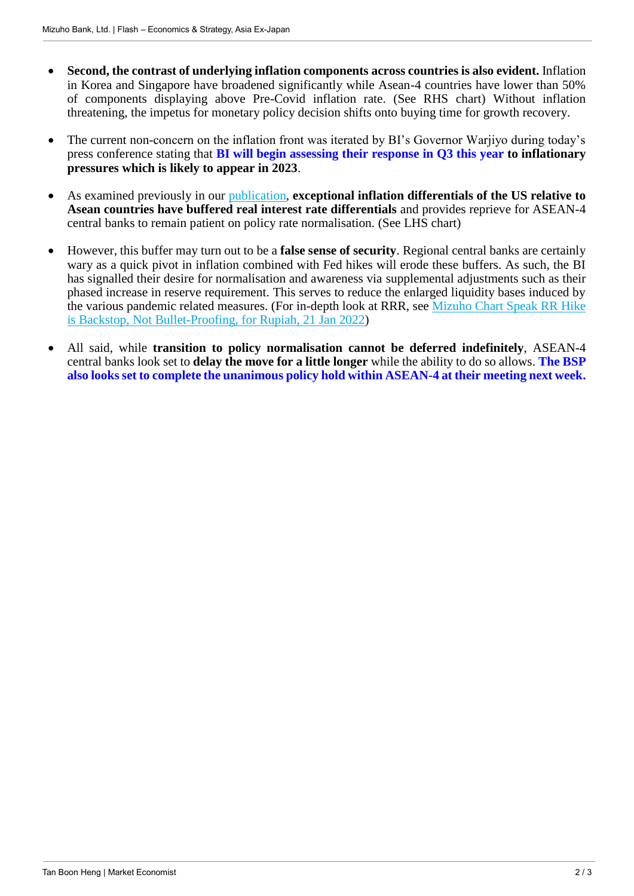- **Second, the contrast of underlying inflation components across countries is also evident.** Inflation in Korea and Singapore have broadened significantly while Asean-4 countries have lower than 50% of components displaying above Pre-Covid inflation rate. (See RHS chart) Without inflation threatening, the impetus for monetary policy decision shifts onto buying time for growth recovery.

- The current non-concern on the inflation front was iterated by BI's Governor Warjiyo during today's press conference stating that **BI will begin assessing their response in Q3 this year to inflationary pressures which is likely to appear in 2023**.

- As examined previously in our publication, **exceptional inflation differentials of the US relative to Asean countries have buffered real interest rate differentials** and provides reprieve for ASEAN-4 central banks to remain patient on policy rate normalisation. (See LHS chart)

- However, this buffer may turn out to be a **false sense of security**. Regional central banks are certainly wary as a quick pivot in inflation combined with Fed hikes will erode these buffers. As such, the BI has signalled their desire for normalisation and awareness via supplemental adjustments such as their phased increase in reserve requirement. This serves to reduce the enlarged liquidity bases induced by the various pandemic related measures. (For in-depth look at RRR, see Mizuho Chart Speak RR Hike is Backstop, Not Bullet-Proofing, for Rupiah, 21 Jan 2022)

- All said, while **transition to policy normalisation cannot be deferred indefinitely**, ASEAN-4 central banks look set to **delay the move for a little longer** while the ability to do so allows. **The BSP also looks set to complete the unanimous policy hold within ASEAN-4 at their meeting next week.**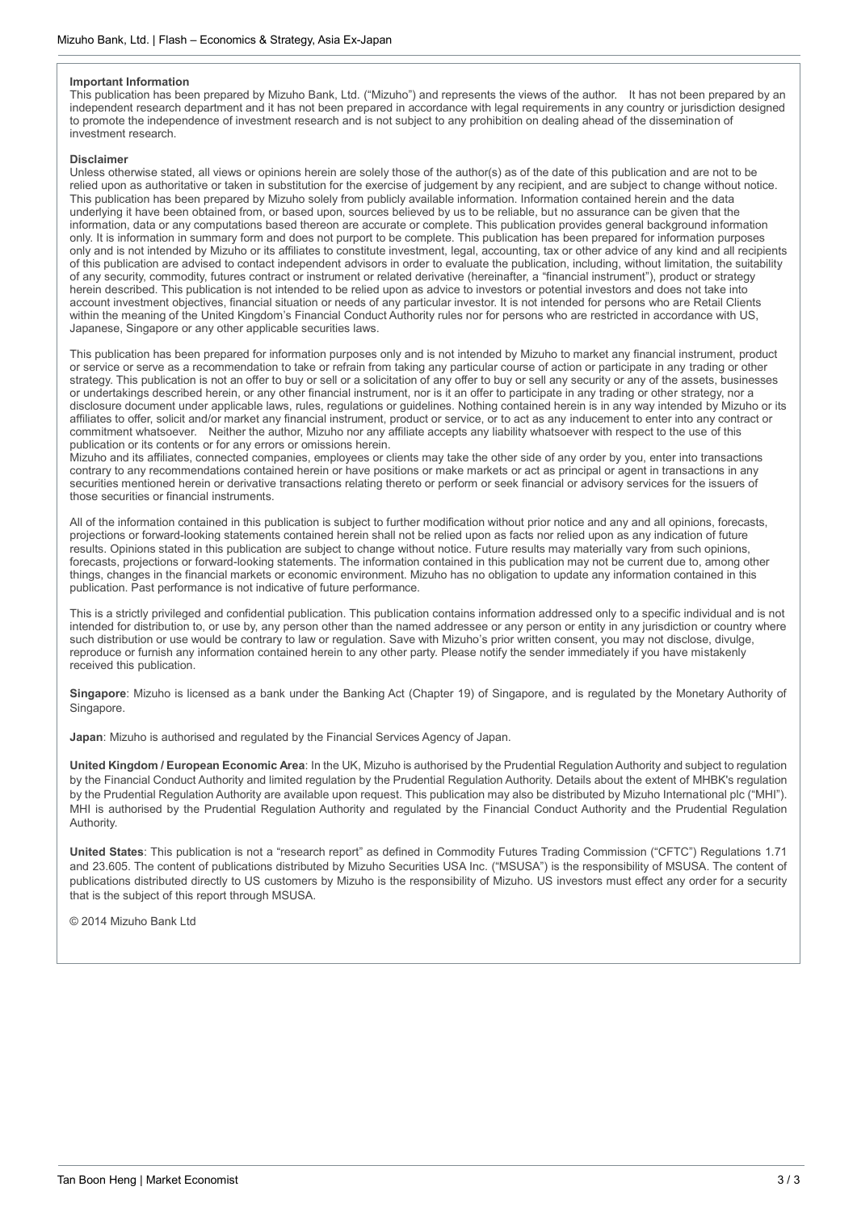**Important Information**

This publication has been prepared by Mizuho Bank, Ltd. ("Mizuho") and represents the views of the author. It has not been prepared by an independent research department and it has not been prepared in accordance with legal requirements in any country or jurisdiction designed to promote the independence of investment research and is not subject to any prohibition on dealing ahead of the dissemination of investment research.

**Disclaimer**

Unless otherwise stated, all views or opinions herein are solely those of the author(s) as of the date of this publication and are not to be relied upon as authoritative or taken in substitution for the exercise of judgement by any recipient, and are subject to change without notice. This publication has been prepared by Mizuho solely from publicly available information. Information contained herein and the data underlying it have been obtained from, or based upon, sources believed by us to be reliable, but no assurance can be given that the information, data or any computations based thereon are accurate or complete. This publication provides general background information only. It is information in summary form and does not purport to be complete. This publication has been prepared for information purposes only and is not intended by Mizuho or its affiliates to constitute investment, legal, accounting, tax or other advice of any kind and all recipients of this publication are advised to contact independent advisors in order to evaluate the publication, including, without limitation, the suitability of any security, commodity, futures contract or instrument or related derivative (hereinafter, a "financial instrument"), product or strategy herein described. This publication is not intended to be relied upon as advice to investors or potential investors and does not take into account investment objectives, financial situation or needs of any particular investor. It is not intended for persons who are Retail Clients within the meaning of the United Kingdom's Financial Conduct Authority rules nor for persons who are restricted in accordance with US, Japanese, Singapore or any other applicable securities laws.

This publication has been prepared for information purposes only and is not intended by Mizuho to market any financial instrument, product or service or serve as a recommendation to take or refrain from taking any particular course of action or participate in any trading or other strategy. This publication is not an offer to buy or sell or a solicitation of any offer to buy or sell any security or any of the assets, businesses or undertakings described herein, or any other financial instrument, nor is it an offer to participate in any trading or other strategy, nor a disclosure document under applicable laws, rules, regulations or guidelines. Nothing contained herein is in any way intended by Mizuho or its affiliates to offer, solicit and/or market any financial instrument, product or service, or to act as any inducement to enter into any contract or commitment whatsoever. Neither the author, Mizuho nor any affiliate accepts any liability whatsoever with respect to the use of this publication or its contents or for any errors or omissions herein.

Mizuho and its affiliates, connected companies, employees or clients may take the other side of any order by you, enter into transactions contrary to any recommendations contained herein or have positions or make markets or act as principal or agent in transactions in any securities mentioned herein or derivative transactions relating thereto or perform or seek financial or advisory services for the issuers of those securities or financial instruments.

All of the information contained in this publication is subject to further modification without prior notice and any and all opinions, forecasts, projections or forward-looking statements contained herein shall not be relied upon as facts nor relied upon as any indication of future results. Opinions stated in this publication are subject to change without notice. Future results may materially vary from such opinions, forecasts, projections or forward-looking statements. The information contained in this publication may not be current due to, among other things, changes in the financial markets or economic environment. Mizuho has no obligation to update any information contained in this publication. Past performance is not indicative of future performance.

This is a strictly privileged and confidential publication. This publication contains information addressed only to a specific individual and is not intended for distribution to, or use by, any person other than the named addressee or any person or entity in any jurisdiction or country where such distribution or use would be contrary to law or regulation. Save with Mizuho's prior written consent, you may not disclose, divulge, reproduce or furnish any information contained herein to any other party. Please notify the sender immediately if you have mistakenly received this publication.

**Singapore**: Mizuho is licensed as a bank under the Banking Act (Chapter 19) of Singapore, and is regulated by the Monetary Authority of Singapore.

**Japan**: Mizuho is authorised and regulated by the Financial Services Agency of Japan.

**United Kingdom / European Economic Area**: In the UK, Mizuho is authorised by the Prudential Regulation Authority and subject to regulation by the Financial Conduct Authority and limited regulation by the Prudential Regulation Authority. Details about the extent of MHBK's regulation by the Prudential Regulation Authority are available upon request. This publication may also be distributed by Mizuho International plc ("MHI"). MHI is authorised by the Prudential Regulation Authority and regulated by the Financial Conduct Authority and the Prudential Regulation Authority.

**United States**: This publication is not a "research report" as defined in Commodity Futures Trading Commission ("CFTC") Regulations 1.71 and 23.605. The content of publications distributed by Mizuho Securities USA Inc. ("MSUSA") is the responsibility of MSUSA. The content of publications distributed directly to US customers by Mizuho is the responsibility of Mizuho. US investors must effect any order for a security that is the subject of this report through MSUSA.

© 2014 Mizuho Bank Ltd